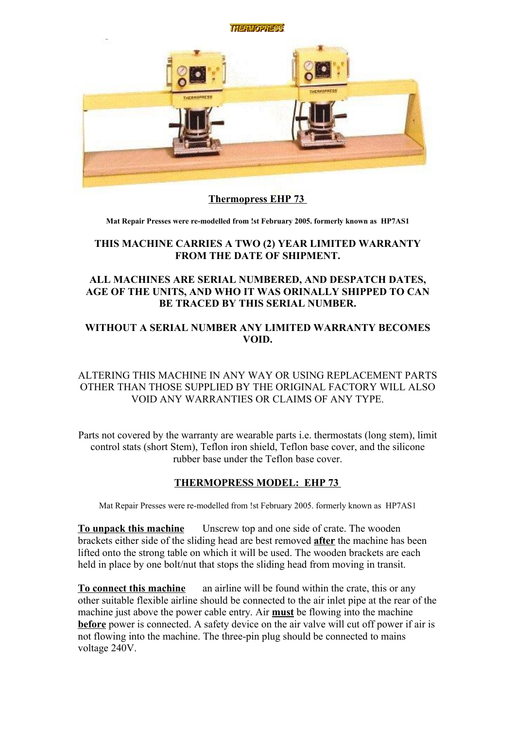THERMOPRESS

**Thermopress EHP 73**

**Mat Repair Presses were re-modelled from !st February 2005. formerly known as HP7AS1**

**THIS MACHINE CARRIES A TWO (2) YEAR LIMITED WARRANTY FROM THE DATE OF SHIPMENT.**

**ALL MACHINES ARE SERIAL NUMBERED, AND DESPATCH DATES, AGE OF THE UNITS, AND WHO IT WAS ORINALLY SHIPPED TO CAN BE TRACED BY THIS SERIAL NUMBER.**

**WITHOUT A SERIAL NUMBER ANY LIMITED WARRANTY BECOMES VOID.**

ALTERING THIS MACHINE IN ANY WAY OR USING REPLACEMENT PARTS OTHER THAN THOSE SUPPLIED BY THE ORIGINAL FACTORY WILL ALSO VOID ANY WARRANTIES OR CLAIMS OF ANY TYPE.

Parts not covered by the warranty are wearable parts i.e. thermostats (long stem), limit control stats (short Stem), Teflon iron shield, Teflon base cover, and the silicone rubber base under the Teflon base cover.

**THERMOPRESS MODEL: EHP 73**

Mat Repair Presses were re-modelled from !st February 2005. formerly known as HP7AS1

**To unpack this machine** Unscrew top and one side of crate. The wooden brackets either side of the sliding head are best removed **after** the machine has been lifted onto the strong table on which it will be used. The wooden brackets are each held in place by one bolt/nut that stops the sliding head from moving in transit.

**To connect this machine** an airline will be found within the crate, this or any other suitable flexible airline should be connected to the air inlet pipe at the rear of the machine just above the power cable entry. Air **must** be flowing into the machine **before** power is connected. A safety device on the air valve will cut off power if air is not flowing into the machine. The three-pin plug should be connected to mains voltage 240V.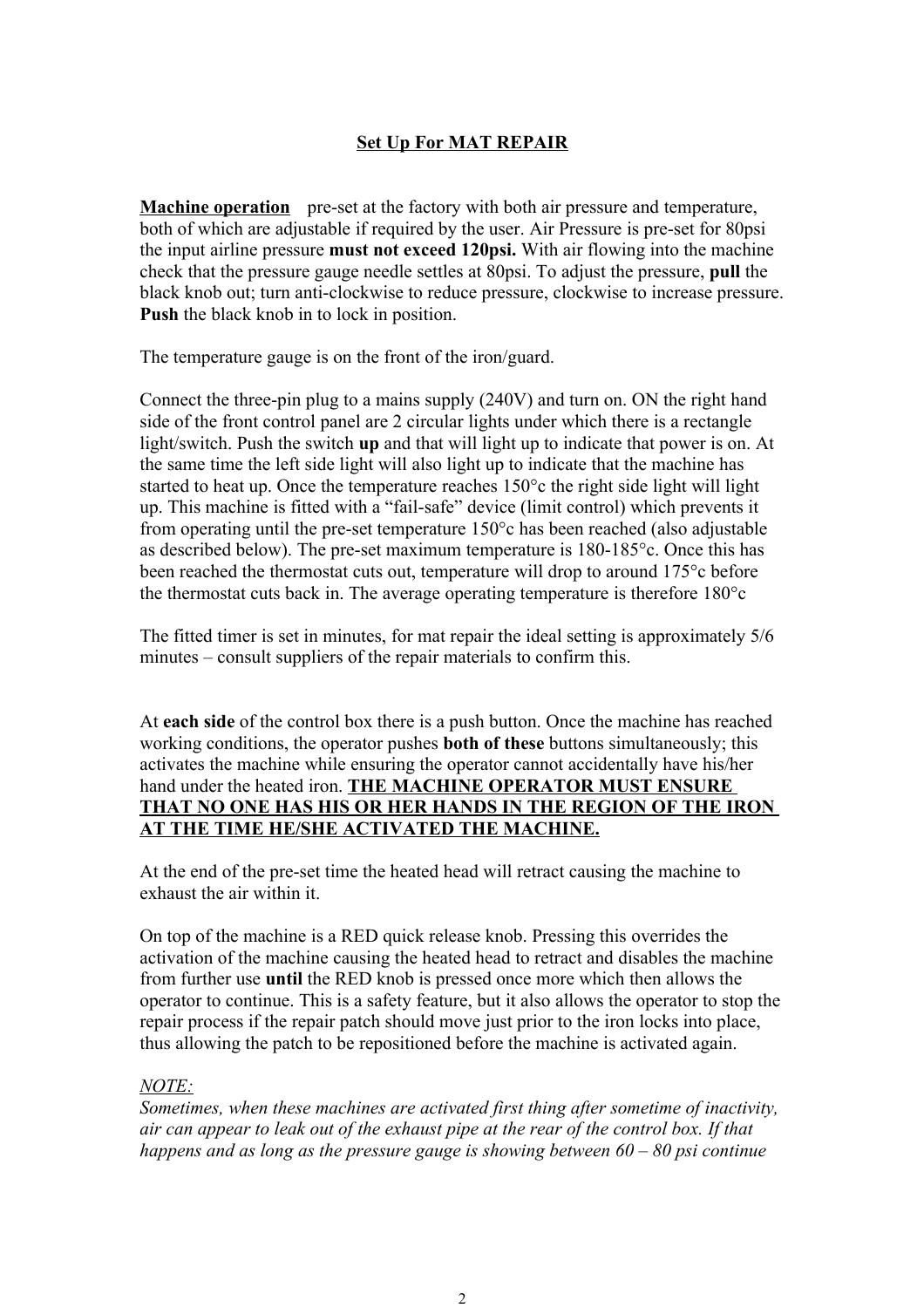## <u>Set Up For MAT REPAIR</u>

<u>**Machine operation**</u> pre-set at the factory with both air pressure and temperature, both of which are adjustable if required by the user. Air Pressure is pre-set for 80psi the input airline pressure **must not exceed 120psi.** With air flowing into the machine check that the pressure gauge needle settles at 80psi. To adjust the pressure, **pull** the black knob out; turn anti-clockwise to reduce pressure, clockwise to increase pressure. **Push** the black knob in to lock in position.

The temperature gauge is on the front of the iron/guard.

Connect the three-pin plug to a mains supply (240V) and turn on. ON the right hand side of the front control panel are 2 circular lights under which there is a rectangle light/switch. Push the switch **up** and that will light up to indicate that power is on. At the same time the left side light will also light up to indicate that the machine has started to heat up. Once the temperature reaches 150°c the right side light will light up. This machine is fitted with a "fail-safe" device (limit control) which prevents it from operating until the pre-set temperature 150°c has been reached (also adjustable as described below). The pre-set maximum temperature is 180-185°c. Once this has been reached the thermostat cuts out, temperature will drop to around 175°c before the thermostat cuts back in. The average operating temperature is therefore 180°c

The fitted timer is set in minutes, for mat repair the ideal setting is approximately 5/6 minutes – consult suppliers of the repair materials to confirm this.

At **each side** of the control box there is a push button. Once the machine has reached working conditions, the operator pushes **both of these** buttons simultaneously; this activates the machine while ensuring the operator cannot accidentally have his/her hand under the heated iron. <u>**THE MACHINE OPERATOR MUST ENSURE THAT NO ONE HAS HIS OR HER HANDS IN THE REGION OF THE IRON AT THE TIME HE/SHE ACTIVATED THE MACHINE.**</u>

At the end of the pre-set time the heated head will retract causing the machine to exhaust the air within it.

On top of the machine is a RED quick release knob. Pressing this overrides the activation of the machine causing the heated head to retract and disables the machine from further use **until** the RED knob is pressed once more which then allows the operator to continue. This is a safety feature, but it also allows the operator to stop the repair process if the repair patch should move just prior to the iron locks into place, thus allowing the patch to be repositioned before the machine is activated again.

*<u>NOTE:</u>*
*Sometimes, when these machines are activated first thing after sometime of inactivity, air can appear to leak out of the exhaust pipe at the rear of the control box. If that happens and as long as the pressure gauge is showing between 60 – 80 psi continue*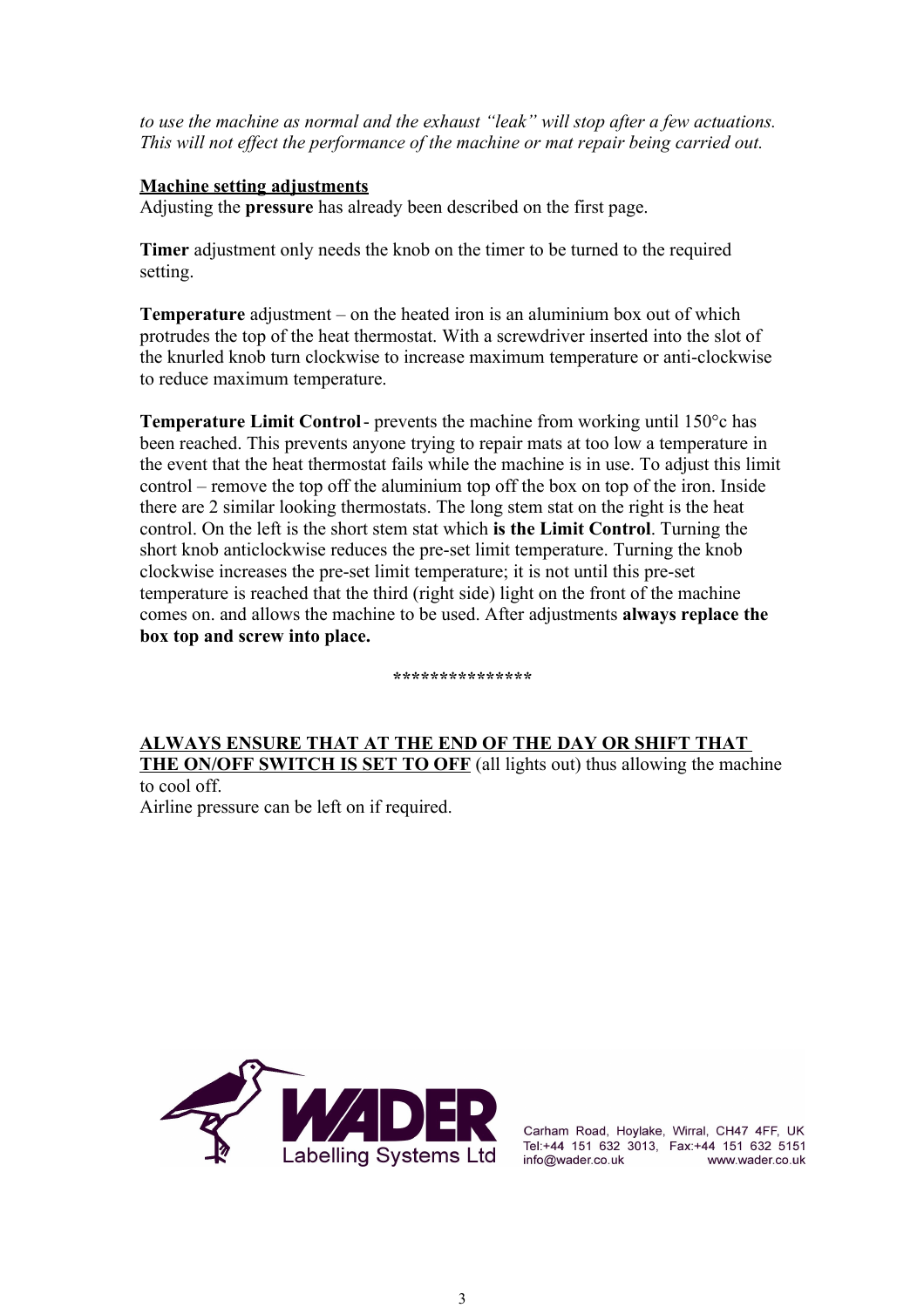*to use the machine as normal and the exhaust "leak" will stop after a few actuations. This will not effect the performance of the machine or mat repair being carried out.*

**Machine setting adjustments**

Adjusting the **pressure** has already been described on the first page.

**Timer** adjustment only needs the knob on the timer to be turned to the required setting.

**Temperature** adjustment – on the heated iron is an aluminium box out of which protrudes the top of the heat thermostat. With a screwdriver inserted into the slot of the knurled knob turn clockwise to increase maximum temperature or anti-clockwise to reduce maximum temperature.

**Temperature Limit Control** - prevents the machine from working until 150°c has been reached. This prevents anyone trying to repair mats at too low a temperature in the event that the heat thermostat fails while the machine is in use. To adjust this limit control – remove the top off the aluminium top off the box on top of the iron. Inside there are 2 similar looking thermostats. The long stem stat on the right is the heat control. On the left is the short stem stat which **is the Limit Control**. Turning the short knob anticlockwise reduces the pre-set limit temperature. Turning the knob clockwise increases the pre-set limit temperature; it is not until this pre-set temperature is reached that the third (right side) light on the front of the machine comes on. and allows the machine to be used. After adjustments **always replace the box top and screw into place.**

***************

**ALWAYS ENSURE THAT AT THE END OF THE DAY OR SHIFT THAT THE ON/OFF SWITCH IS SET TO OFF** (all lights out) thus allowing the machine to cool off.

Airline pressure can be left on if required.

WADER Labelling Systems Ltd

Carham Road, Hoylake, Wirral, CH47 4FF, UK
Tel:+44 151 632 3013, Fax:+44 151 632 5151
info@wader.co.uk www.wader.co.uk